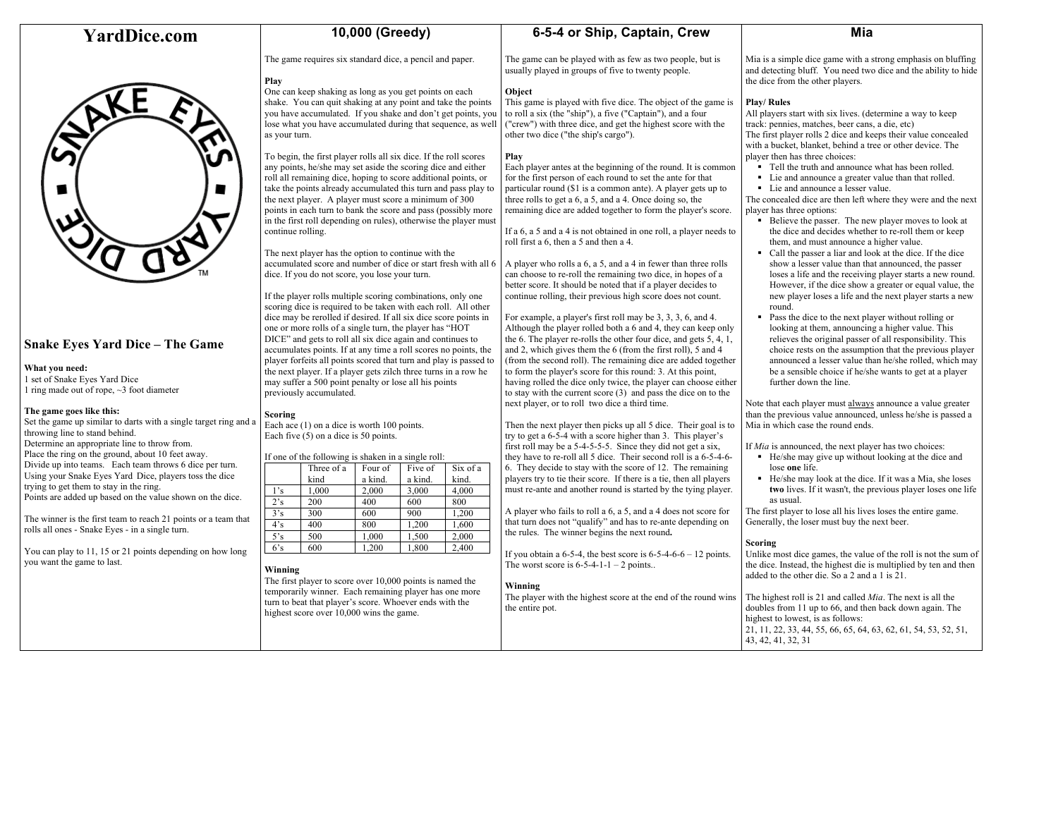# YardDice.com

SNAKE EYES ▪ YARD DICE ™

## Snake Eyes Yard Dice – The Game

**What you need:**
1 set of Snake Eyes Yard Dice
1 ring made out of rope, ~3 foot diameter

**The game goes like this:**
Set the game up similar to darts with a single target ring and a throwing line to stand behind.
Determine an appropriate line to throw from.
Place the ring on the ground, about 10 feet away.
Divide up into teams. Each team throws 6 dice per turn.
Using your Snake Eyes Yard Dice, players toss the dice trying to get them to stay in the ring.
Points are added up based on the value shown on the dice.

The winner is the first team to reach 21 points or a team that rolls all ones - Snake Eyes - in a single turn.

You can play to 11, 15 or 21 points depending on how long you want the game to last.

## 10,000 (Greedy)

The game requires six standard dice, a pencil and paper.

**Play**
One can keep shaking as long as you get points on each shake. You can quit shaking at any point and take the points you have accumulated. If you shake and don't get points, you lose what you have accumulated during that sequence, as well as your turn.

To begin, the first player rolls all six dice. If the roll scores any points, he/she may set aside the scoring dice and either roll all remaining dice, hoping to score additional points, or take the points already accumulated this turn and pass play to the next player. A player must score a minimum of 300 points in each turn to bank the score and pass (possibly more in the first roll depending on rules), otherwise the player must continue rolling.

The next player has the option to continue with the accumulated score and number of dice or start fresh with all 6 dice. If you do not score, you lose your turn.

If the player rolls multiple scoring combinations, only one scoring dice is required to be taken with each roll. All other dice may be rerolled if desired. If all six dice score points in one or more rolls of a single turn, the player has "HOT DICE" and gets to roll all six dice again and continues to accumulates points. If at any time a roll scores no points, the player forfeits all points scored that turn and play is passed to the next player. If a player gets zilch three turns in a row he may suffer a 500 point penalty or lose all his points previously accumulated.

**Scoring**
Each ace (1) on a dice is worth 100 points.
Each five (5) on a dice is 50 points.

If one of the following is shaken in a single roll:

| | Three of a kind | Four of a kind. | Five of a kind | Six of a kind. |
|---|---|---|---|---|
| 1's | 1,000 | 2,000 | 3,000 | 4,000 |
| 2's | 200 | 400 | 600 | 800 |
| 3's | 300 | 600 | 900 | 1,200 |
| 4's | 400 | 800 | 1,200 | 1,600 |
| 5's | 500 | 1,000 | 1,500 | 2,000 |
| 6's | 600 | 1,200 | 1,800 | 2,400 |

**Winning**
The first player to score over 10,000 points is named the temporarily winner. Each remaining player has one more turn to beat that player's score. Whoever ends with the highest score over 10,000 wins the game.

## 6-5-4 or Ship, Captain, Crew

The game can be played with as few as two people, but is usually played in groups of five to twenty people.

**Object**
This game is played with five dice. The object of the game is to roll a six (the "ship"), a five ("Captain"), and a four ("crew") with three dice, and get the highest score with the other two dice ("the ship's cargo").

**Play**
Each player antes at the beginning of the round. It is common for the first person of each round to set the ante for that particular round ($1 is a common ante). A player gets up to three rolls to get a 6, a 5, and a 4. Once doing so, the remaining dice are added together to form the player's score.

If a 6, a 5 and a 4 is not obtained in one roll, a player needs to roll first a 6, then a 5 and then a 4.

A player who rolls a 6, a 5, and a 4 in fewer than three rolls can choose to re-roll the remaining two dice, in hopes of a better score. It should be noted that if a player decides to continue rolling, their previous high score does not count.

For example, a player's first roll may be 3, 3, 3, 6, and 4. Although the player rolled both a 6 and 4, they can keep only the 6. The player re-rolls the other four dice, and gets 5, 4, 1, and 2, which gives them the 6 (from the first roll), 5 and 4 (from the second roll). The remaining dice are added together to form the player's score for this round: 3. At this point, having rolled the dice only twice, the player can choose either to stay with the current score (3) and pass the dice on to the next player, or to roll two dice a third time.

Then the next player then picks up all 5 dice. Their goal is to try to get a 6-5-4 with a score higher than 3. This player's first roll may be a 5-4-5-5-5. Since they did not get a six, they have to re-roll all 5 dice. Their second roll is a 6-5-4-6-6. They decide to stay with the score of 12. The remaining players try to tie their score. If there is a tie, then all players must re-ante and another round is started by the tying player.

A player who fails to roll a 6, a 5, and a 4 does not score for that turn does not "qualify" and has to re-ante depending on the rules. The winner begins the next round**.**

If you obtain a 6-5-4, the best score is 6-5-4-6-6 – 12 points. The worst score is 6-5-4-1-1 – 2 points..

**Winning**
The player with the highest score at the end of the round wins the entire pot.

## Mia

Mia is a simple dice game with a strong emphasis on bluffing and detecting bluff. You need two dice and the ability to hide the dice from the other players.

**Play/ Rules**
All players start with six lives. (determine a way to keep track: pennies, matches, beer cans, a die, etc)
The first player rolls 2 dice and keeps their value concealed with a bucket, blanket, behind a tree or other device. The player then has three choices:

- Tell the truth and announce what has been rolled.
- Lie and announce a greater value than that rolled.
- Lie and announce a lesser value.

The concealed dice are then left where they were and the next player has three options:

- Believe the passer. The new player moves to look at the dice and decides whether to re-roll them or keep them, and must announce a higher value.
- Call the passer a liar and look at the dice. If the dice show a lesser value than that announced, the passer loses a life and the receiving player starts a new round. However, if the dice show a greater or equal value, the new player loses a life and the next player starts a new round.
- Pass the dice to the next player without rolling or looking at them, announcing a higher value. This relieves the original passer of all responsibility. This choice rests on the assumption that the previous player announced a lesser value than he/she rolled, which may be a sensible choice if he/she wants to get at a player further down the line.

Note that each player must always announce a value greater than the previous value announced, unless he/she is passed a Mia in which case the round ends.

If *Mia* is announced, the next player has two choices:

- He/she may give up without looking at the dice and lose **one** life.
- He/she may look at the dice. If it was a Mia, she loses **two** lives. If it wasn't, the previous player loses one life as usual.

The first player to lose all his lives loses the entire game. Generally, the loser must buy the next beer.

**Scoring**
Unlike most dice games, the value of the roll is not the sum of the dice. Instead, the highest die is multiplied by ten and then added to the other die. So a 2 and a 1 is 21.

The highest roll is 21 and called *Mia*. The next is all the doubles from 11 up to 66, and then back down again. The highest to lowest, is as follows:
21, 11, 22, 33, 44, 55, 66, 65, 64, 63, 62, 61, 54, 53, 52, 51, 43, 42, 41, 32, 31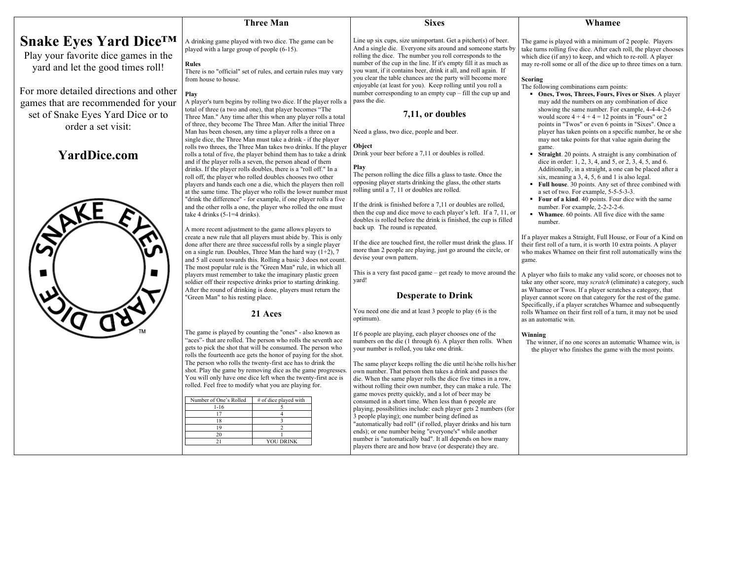# Snake Eyes Yard Dice™

Play your favorite dice games in the yard and let the good times roll!

For more detailed directions and other games that are recommended for your set of Snake Eyes Yard Dice or to order a set visit:

**YardDice.com**

## Three Man

A drinking game played with two dice. The game can be played with a large group of people (6-15).

**Rules**

There is no "official" set of rules, and certain rules may vary from house to house.

**Play**

A player's turn begins by rolling two dice. If the player rolls a total of three (a two and one), that player becomes "The Three Man." Any time after this when any player rolls a total of three, they become The Three Man. After the initial Three Man has been chosen, any time a player rolls a three on a single dice, the Three Man must take a drink - if the player rolls two threes, the Three Man takes two drinks. If the player rolls a total of five, the player behind them has to take a drink and if the player rolls a seven, the person ahead of them drinks. If the player rolls doubles, there is a "roll off." In a roll off, the player who rolled doubles chooses two other players and hands each one a die, which the players then roll at the same time. The player who rolls the lower number must "drink the difference" - for example, if one player rolls a five and the other rolls a one, the player who rolled the one must take 4 drinks (5-1=4 drinks).

A more recent adjustment to the game allows players to create a new rule that all players must abide by. This is only done after there are three successful rolls by a single player on a single run. Doubles, Three Man the hard way (1+2), 7 and 5 all count towards this. Rolling a basic 3 does not count. The most popular rule is the "Green Man" rule, in which all players must remember to take the imaginary plastic green soldier off their respective drinks prior to starting drinking. After the round of drinking is done, players must return the "Green Man" to his resting place.

## 21 Aces

The game is played by counting the "ones" - also known as "aces"- that are rolled. The person who rolls the seventh ace gets to pick the shot that will be consumed. The person who rolls the fourteenth ace gets the honor of paying for the shot. The person who rolls the twenty-first ace has to drink the shot. Play the game by removing dice as the game progresses. You will only have one dice left when the twenty-first ace is rolled. Feel free to modify what you are playing for.

| Number of One's Rolled | # of dice played with |
|---|---|
| 1-16 | 5 |
| 17 | 4 |
| 18 | 3 |
| 19 | 2 |
| 20 | 1 |
| 21 | YOU DRINK |

## Sixes

Line up six cups, size unimportant. Get a pitcher(s) of beer. And a single die. Everyone sits around and someone starts by rolling the dice. The number you roll corresponds to the number of the cup in the line. If it's empty fill it as much as you want, if it contains beer, drink it all, and roll again. If you clear the table chances are the party will become more enjoyable (at least for you). Keep rolling until you roll a number corresponding to an empty cup – fill the cup up and pass the die.

## 7,11, or doubles

Need a glass, two dice, people and beer.

**Object**

Drink your beer before a 7,11 or doubles is rolled.

**Play**

The person rolling the dice fills a glass to taste. Once the opposing player starts drinking the glass, the other starts rolling until a 7, 11 or doubles are rolled.

If the drink is finished before a 7,11 or doubles are rolled, then the cup and dice move to each player's left. If a 7, 11, or doubles is rolled before the drink is finished, the cup is filled back up. The round is repeated.

If the dice are touched first, the roller must drink the glass. If more than 2 people are playing, just go around the circle, or devise your own pattern.

This is a very fast paced game – get ready to move around the yard!

## Desperate to Drink

You need one die and at least 3 people to play (6 is the optimum).

If 6 people are playing, each player chooses one of the numbers on the die (1 through 6). A player then rolls. When your number is rolled, you take one drink.

The same player keeps rolling the die until he/she rolls his/her own number. That person then takes a drink and passes the die. When the same player rolls the dice five times in a row, without rolling their own number, they can make a rule. The game moves pretty quickly, and a lot of beer may be consumed in a short time. When less than 6 people are playing, possibilities include: each player gets 2 numbers (for 3 people playing); one number being defined as "automatically bad roll" (if rolled, player drinks and his turn ends); or one number being "everyone's" while another number is "automatically bad". It all depends on how many players there are and how brave (or desperate) they are.

## Whamee

The game is played with a minimum of 2 people. Players take turns rolling five dice. After each roll, the player chooses which dice (if any) to keep, and which to re-roll. A player may re-roll some or all of the dice up to three times on a turn.

**Scoring**

The following combinations earn points:

- **Ones, Twos, Threes, Fours, Fives or Sixes**. A player may add the numbers on any combination of dice showing the same number. For example, 4-4-4-2-6 would score 4 + 4 + 4 = 12 points in "Fours" or 2 points in "Twos" or even 6 points in "Sixes". Once a player has taken points on a specific number, he or she may not take points for that value again during the game.
- **Straight**. 20 points. A straight is any combination of dice in order: 1, 2, 3, 4, and 5, or 2, 3, 4, 5, and 6. Additionally, in a straight, a one can be placed after a six, meaning a 3, 4, 5, 6 and 1 is also legal.
- **Full house**. 30 points. Any set of three combined with a set of two. For example, 5-5-5-3-3.
- **Four of a kind**. 40 points. Four dice with the same number. For example, 2-2-2-2-6.
- **Whamee**. 60 points. All five dice with the same number.

If a player makes a Straight, Full House, or Four of a Kind on their first roll of a turn, it is worth 10 extra points. A player who makes Whamee on their first roll automatically wins the game.

A player who fails to make any valid score, or chooses not to take any other score, may *scratch* (eliminate) a category, such as Whamee or Twos. If a player scratches a category, that player cannot score on that category for the rest of the game. Specifically, if a player scratches Whamee and subsequently rolls Whamee on their first roll of a turn, it may not be used as an automatic win.

**Winning**

The winner, if no one scores an automatic Whamee win, is the player who finishes the game with the most points.